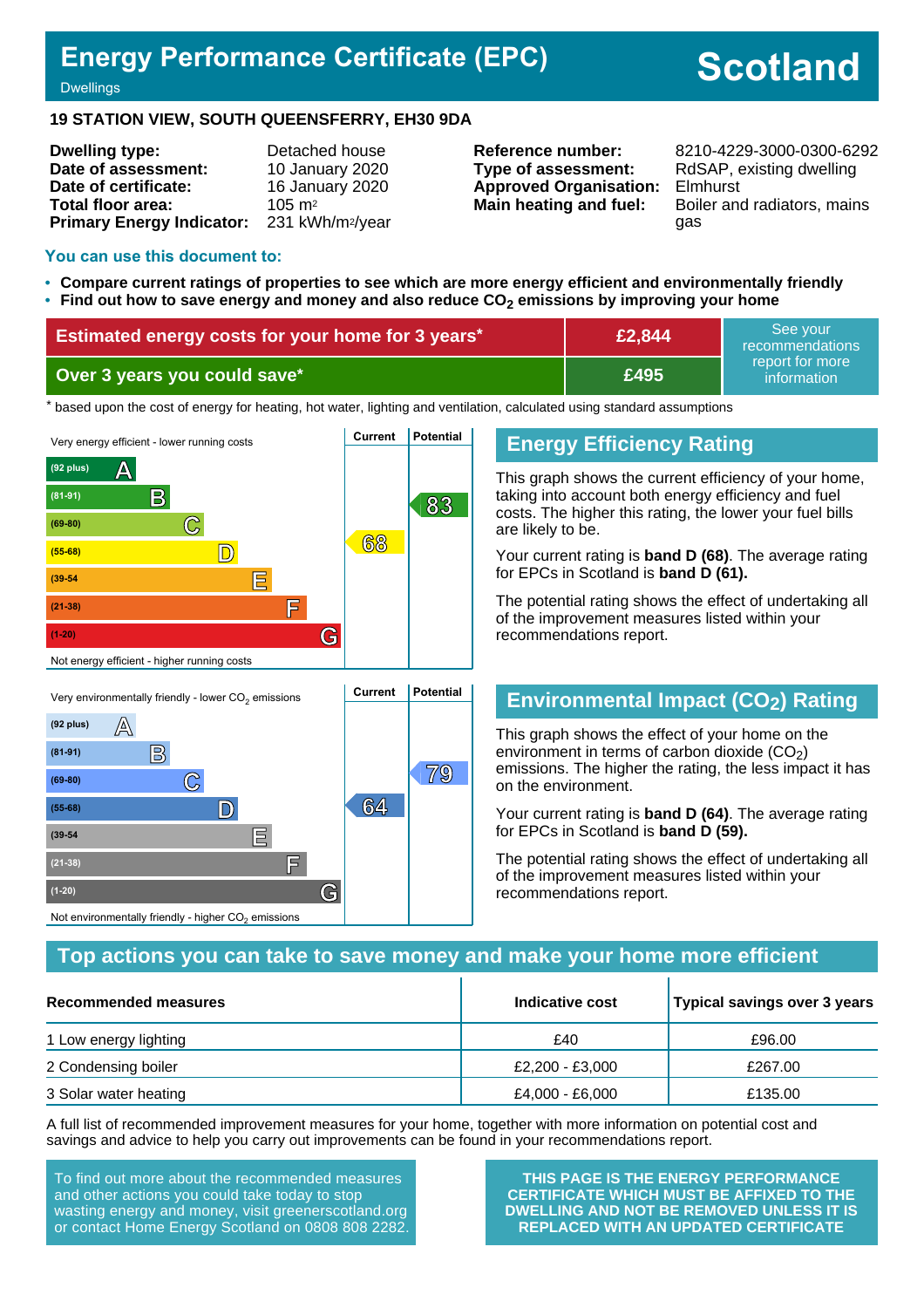# Energy Performance Certificate (EPC)

Dwellings

# Scotland

## 19 STATION VIEW, SOUTH QUEENSFERRY, EH30 9DA

| | |
|---|---|
| **Dwelling type:** | Detached house |
| **Date of assessment:** | 10 January 2020 |
| **Date of certificate:** | 16 January 2020 |
| **Total floor area:** | 105 m² |
| **Primary Energy Indicator:** | 231 kWh/m²/year |

| | |
|---|---|
| **Reference number:** | 8210-4229-3000-0300-6292 |
| **Type of assessment:** | RdSAP, existing dwelling |
| **Approved Organisation:** | Elmhurst |
| **Main heating and fuel:** | Boiler and radiators, mains gas |

### You can use this document to:

- **Compare current ratings of properties to see which are more energy efficient and environmentally friendly**
- **Find out how to save energy and money and also reduce $CO_2$ emissions by improving your home**

| | | |
|---|---|---|
| **Estimated energy costs for your home for 3 years*** | **£2,844** | See your recommendations report for more information |
| **Over 3 years you could save*** | **£495** | |

\* based upon the cost of energy for heating, hot water, lighting and ventilation, calculated using standard assumptions

Very energy efficient - lower running costs

| Band | Current | Potential |
|---|---|---|
| (92 plus) A | | |
| (81-91) B | | 83 |
| (69-80) C | | |
| (55-68) D | 68 | |
| (39-54) E | | |
| (21-38) F | | |
| (1-20) G | | |

Not energy efficient - higher running costs

## Energy Efficiency Rating

This graph shows the current efficiency of your home, taking into account both energy efficiency and fuel costs. The higher this rating, the lower your fuel bills are likely to be.

Your current rating is **band D (68)**. The average rating for EPCs in Scotland is **band D (61).**

The potential rating shows the effect of undertaking all of the improvement measures listed within your recommendations report.

Very environmentally friendly - lower $CO_2$ emissions

| Band | Current | Potential |
|---|---|---|
| (92 plus) A | | |
| (81-91) B | | |
| (69-80) C | | 79 |
| (55-68) D | 64 | |
| (39-54) E | | |
| (21-38) F | | |
| (1-20) G | | |

Not environmentally friendly - higher $CO_2$ emissions

## Environmental Impact ($CO_2$) Rating

This graph shows the effect of your home on the environment in terms of carbon dioxide ($CO_2$) emissions. The higher the rating, the less impact it has on the environment.

Your current rating is **band D (64)**. The average rating for EPCs in Scotland is **band D (59).**

The potential rating shows the effect of undertaking all of the improvement measures listed within your recommendations report.

## Top actions you can take to save money and make your home more efficient

| Recommended measures | Indicative cost | Typical savings over 3 years |
|---|---|---|
| 1 Low energy lighting | £40 | £96.00 |
| 2 Condensing boiler | £2,200 - £3,000 | £267.00 |
| 3 Solar water heating | £4,000 - £6,000 | £135.00 |

A full list of recommended improvement measures for your home, together with more information on potential cost and savings and advice to help you carry out improvements can be found in your recommendations report.

To find out more about the recommended measures and other actions you could take today to stop wasting energy and money, visit greenerscotland.org or contact Home Energy Scotland on 0808 808 2282.

**THIS PAGE IS THE ENERGY PERFORMANCE CERTIFICATE WHICH MUST BE AFFIXED TO THE DWELLING AND NOT BE REMOVED UNLESS IT IS REPLACED WITH AN UPDATED CERTIFICATE**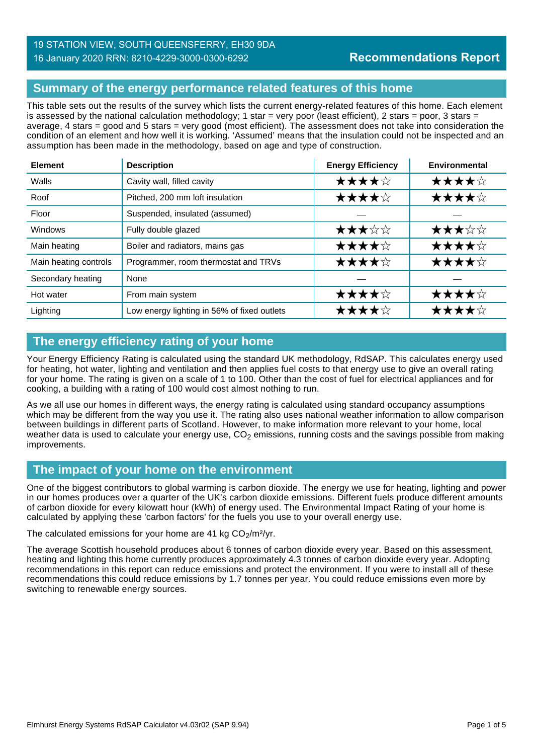19 STATION VIEW, SOUTH QUEENSFERRY, EH30 9DA
16 January 2020 RRN: 8210-4229-3000-0300-6292

**Recommendations Report**

## Summary of the energy performance related features of this home

This table sets out the results of the survey which lists the current energy-related features of this home. Each element is assessed by the national calculation methodology; 1 star = very poor (least efficient), 2 stars = poor, 3 stars = average, 4 stars = good and 5 stars = very good (most efficient). The assessment does not take into consideration the condition of an element and how well it is working. 'Assumed' means that the insulation could not be inspected and an assumption has been made in the methodology, based on age and type of construction.

| Element | Description | Energy Efficiency | Environmental |
|---|---|---|---|
| Walls | Cavity wall, filled cavity | ★★★★☆ | ★★★★☆ |
| Roof | Pitched, 200 mm loft insulation | ★★★★☆ | ★★★★☆ |
| Floor | Suspended, insulated (assumed) | — | — |
| Windows | Fully double glazed | ★★★☆☆ | ★★★☆☆ |
| Main heating | Boiler and radiators, mains gas | ★★★★☆ | ★★★★☆ |
| Main heating controls | Programmer, room thermostat and TRVs | ★★★★☆ | ★★★★☆ |
| Secondary heating | None | — | — |
| Hot water | From main system | ★★★★☆ | ★★★★☆ |
| Lighting | Low energy lighting in 56% of fixed outlets | ★★★★☆ | ★★★★☆ |

## The energy efficiency rating of your home

Your Energy Efficiency Rating is calculated using the standard UK methodology, RdSAP. This calculates energy used for heating, hot water, lighting and ventilation and then applies fuel costs to that energy use to give an overall rating for your home. The rating is given on a scale of 1 to 100. Other than the cost of fuel for electrical appliances and for cooking, a building with a rating of 100 would cost almost nothing to run.

As we all use our homes in different ways, the energy rating is calculated using standard occupancy assumptions which may be different from the way you use it. The rating also uses national weather information to allow comparison between buildings in different parts of Scotland. However, to make information more relevant to your home, local weather data is used to calculate your energy use, $CO_2$ emissions, running costs and the savings possible from making improvements.

## The impact of your home on the environment

One of the biggest contributors to global warming is carbon dioxide. The energy we use for heating, lighting and power in our homes produces over a quarter of the UK's carbon dioxide emissions. Different fuels produce different amounts of carbon dioxide for every kilowatt hour (kWh) of energy used. The Environmental Impact Rating of your home is calculated by applying these 'carbon factors' for the fuels you use to your overall energy use.

The calculated emissions for your home are 41 kg $CO_2/m^2/yr$.

The average Scottish household produces about 6 tonnes of carbon dioxide every year. Based on this assessment, heating and lighting this home currently produces approximately 4.3 tonnes of carbon dioxide every year. Adopting recommendations in this report can reduce emissions and protect the environment. If you were to install all of these recommendations this could reduce emissions by 1.7 tonnes per year. You could reduce emissions even more by switching to renewable energy sources.

Elmhurst Energy Systems RdSAP Calculator v4.03r02 (SAP 9.94)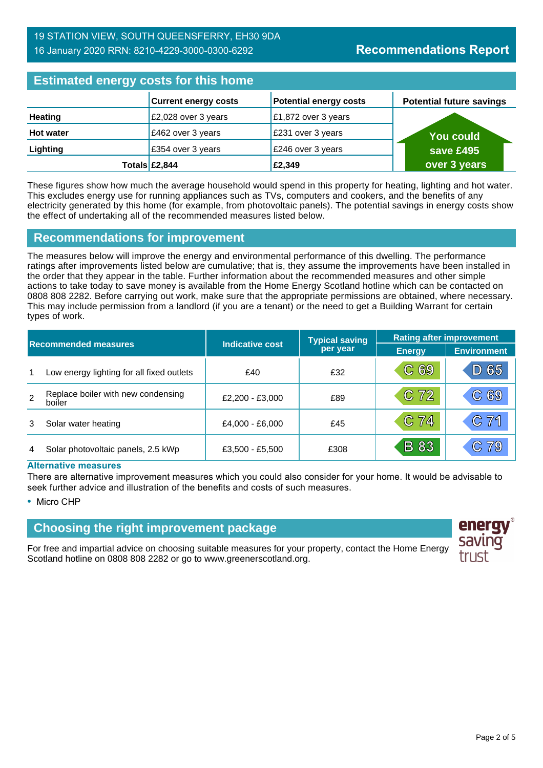19 STATION VIEW, SOUTH QUEENSFERRY, EH30 9DA
16 January 2020 RRN: 8210-4229-3000-0300-6292

**Recommendations Report**

## Estimated energy costs for this home

| | Current energy costs | Potential energy costs | Potential future savings |
|---|---|---|---|
| **Heating** | £2,028 over 3 years | £1,872 over 3 years | You could save £495 over 3 years |
| **Hot water** | £462 over 3 years | £231 over 3 years | |
| **Lighting** | £354 over 3 years | £246 over 3 years | |
| **Totals** | **£2,844** | **£2,349** | |

These figures show how much the average household would spend in this property for heating, lighting and hot water. This excludes energy use for running appliances such as TVs, computers and cookers, and the benefits of any electricity generated by this home (for example, from photovoltaic panels). The potential savings in energy costs show the effect of undertaking all of the recommended measures listed below.

## Recommendations for improvement

The measures below will improve the energy and environmental performance of this dwelling. The performance ratings after improvements listed below are cumulative; that is, they assume the improvements have been installed in the order that they appear in the table. Further information about the recommended measures and other simple actions to take today to save money is available from the Home Energy Scotland hotline which can be contacted on 0808 808 2282. Before carrying out work, make sure that the appropriate permissions are obtained, where necessary. This may include permission from a landlord (if you are a tenant) or the need to get a Building Warrant for certain types of work.

| | Recommended measures | Indicative cost | Typical saving per year | Rating after improvement | |
|---|---|---|---|---|---|
| | | | | Energy | Environment |
| 1 | Low energy lighting for all fixed outlets | £40 | £32 | C 69 | D 65 |
| 2 | Replace boiler with new condensing boiler | £2,200 - £3,000 | £89 | C 72 | C 69 |
| 3 | Solar water heating | £4,000 - £6,000 | £45 | C 74 | C 71 |
| 4 | Solar photovoltaic panels, 2.5 kWp | £3,500 - £5,500 | £308 | B 83 | C 79 |

### Alternative measures

There are alternative improvement measures which you could also consider for your home. It would be advisable to seek further advice and illustration of the benefits and costs of such measures.

- Micro CHP

## Choosing the right improvement package

For free and impartial advice on choosing suitable measures for your property, contact the Home Energy Scotland hotline on 0808 808 2282 or go to www.greenerscotland.org.

energy saving trust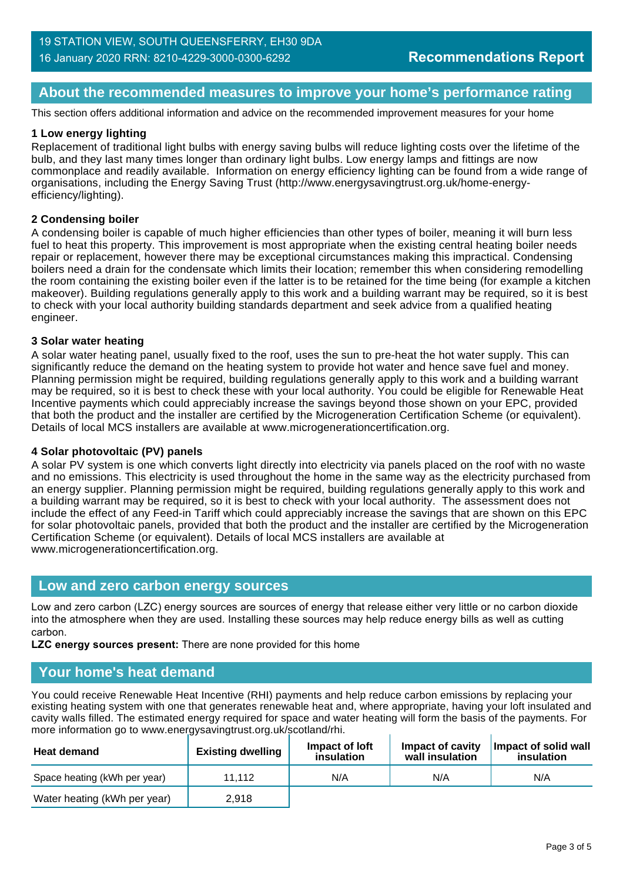## About the recommended measures to improve your home's performance rating

This section offers additional information and advice on the recommended improvement measures for your home

**1 Low energy lighting**

Replacement of traditional light bulbs with energy saving bulbs will reduce lighting costs over the lifetime of the bulb, and they last many times longer than ordinary light bulbs. Low energy lamps and fittings are now commonplace and readily available. Information on energy efficiency lighting can be found from a wide range of organisations, including the Energy Saving Trust (http://www.energysavingtrust.org.uk/home-energy-efficiency/lighting).

**2 Condensing boiler**

A condensing boiler is capable of much higher efficiencies than other types of boiler, meaning it will burn less fuel to heat this property. This improvement is most appropriate when the existing central heating boiler needs repair or replacement, however there may be exceptional circumstances making this impractical. Condensing boilers need a drain for the condensate which limits their location; remember this when considering remodelling the room containing the existing boiler even if the latter is to be retained for the time being (for example a kitchen makeover). Building regulations generally apply to this work and a building warrant may be required, so it is best to check with your local authority building standards department and seek advice from a qualified heating engineer.

**3 Solar water heating**

A solar water heating panel, usually fixed to the roof, uses the sun to pre-heat the hot water supply. This can significantly reduce the demand on the heating system to provide hot water and hence save fuel and money. Planning permission might be required, building regulations generally apply to this work and a building warrant may be required, so it is best to check these with your local authority. You could be eligible for Renewable Heat Incentive payments which could appreciably increase the savings beyond those shown on your EPC, provided that both the product and the installer are certified by the Microgeneration Certification Scheme (or equivalent). Details of local MCS installers are available at www.microgenerationcertification.org.

**4 Solar photovoltaic (PV) panels**

A solar PV system is one which converts light directly into electricity via panels placed on the roof with no waste and no emissions. This electricity is used throughout the home in the same way as the electricity purchased from an energy supplier. Planning permission might be required, building regulations generally apply to this work and a building warrant may be required, so it is best to check with your local authority. The assessment does not include the effect of any Feed-in Tariff which could appreciably increase the savings that are shown on this EPC for solar photovoltaic panels, provided that both the product and the installer are certified by the Microgeneration Certification Scheme (or equivalent). Details of local MCS installers are available at www.microgenerationcertification.org.

## Low and zero carbon energy sources

Low and zero carbon (LZC) energy sources are sources of energy that release either very little or no carbon dioxide into the atmosphere when they are used. Installing these sources may help reduce energy bills as well as cutting carbon.

**LZC energy sources present:** There are none provided for this home

## Your home's heat demand

You could receive Renewable Heat Incentive (RHI) payments and help reduce carbon emissions by replacing your existing heating system with one that generates renewable heat and, where appropriate, having your loft insulated and cavity walls filled. The estimated energy required for space and water heating will form the basis of the payments. For more information go to www.energysavingtrust.org.uk/scotland/rhi.

| Heat demand | Existing dwelling | Impact of loft insulation | Impact of cavity wall insulation | Impact of solid wall insulation |
|---|---|---|---|---|
| Space heating (kWh per year) | 11,112 | N/A | N/A | N/A |
| Water heating (kWh per year) | 2,918 | | | |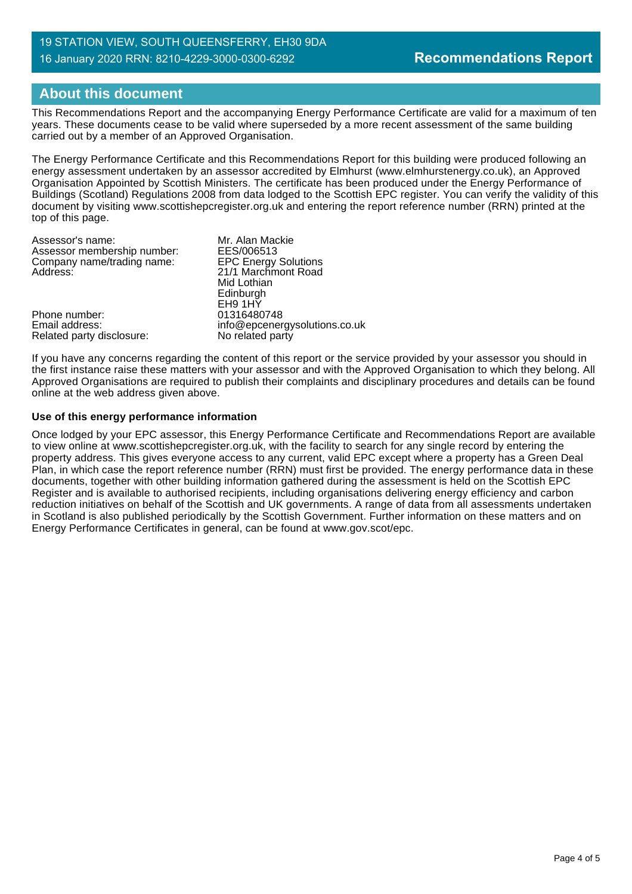## About this document

This Recommendations Report and the accompanying Energy Performance Certificate are valid for a maximum of ten years. These documents cease to be valid where superseded by a more recent assessment of the same building carried out by a member of an Approved Organisation.

The Energy Performance Certificate and this Recommendations Report for this building were produced following an energy assessment undertaken by an assessor accredited by Elmhurst (www.elmhurstenergy.co.uk), an Approved Organisation Appointed by Scottish Ministers. The certificate has been produced under the Energy Performance of Buildings (Scotland) Regulations 2008 from data lodged to the Scottish EPC register. You can verify the validity of this document by visiting www.scottishepcregister.org.uk and entering the report reference number (RRN) printed at the top of this page.

| | |
|---|---|
| Assessor's name: | Mr. Alan Mackie |
| Assessor membership number: | EES/006513 |
| Company name/trading name: | EPC Energy Solutions |
| Address: | 21/1 Marchmont Road<br>Mid Lothian<br>Edinburgh<br>EH9 1HY |
| Phone number: | 01316480748 |
| Email address: | info@epcenergysolutions.co.uk |
| Related party disclosure: | No related party |

If you have any concerns regarding the content of this report or the service provided by your assessor you should in the first instance raise these matters with your assessor and with the Approved Organisation to which they belong. All Approved Organisations are required to publish their complaints and disciplinary procedures and details can be found online at the web address given above.

**Use of this energy performance information**

Once lodged by your EPC assessor, this Energy Performance Certificate and Recommendations Report are available to view online at www.scottishepcregister.org.uk, with the facility to search for any single record by entering the property address. This gives everyone access to any current, valid EPC except where a property has a Green Deal Plan, in which case the report reference number (RRN) must first be provided. The energy performance data in these documents, together with other building information gathered during the assessment is held on the Scottish EPC Register and is available to authorised recipients, including organisations delivering energy efficiency and carbon reduction initiatives on behalf of the Scottish and UK governments. A range of data from all assessments undertaken in Scotland is also published periodically by the Scottish Government. Further information on these matters and on Energy Performance Certificates in general, can be found at www.gov.scot/epc.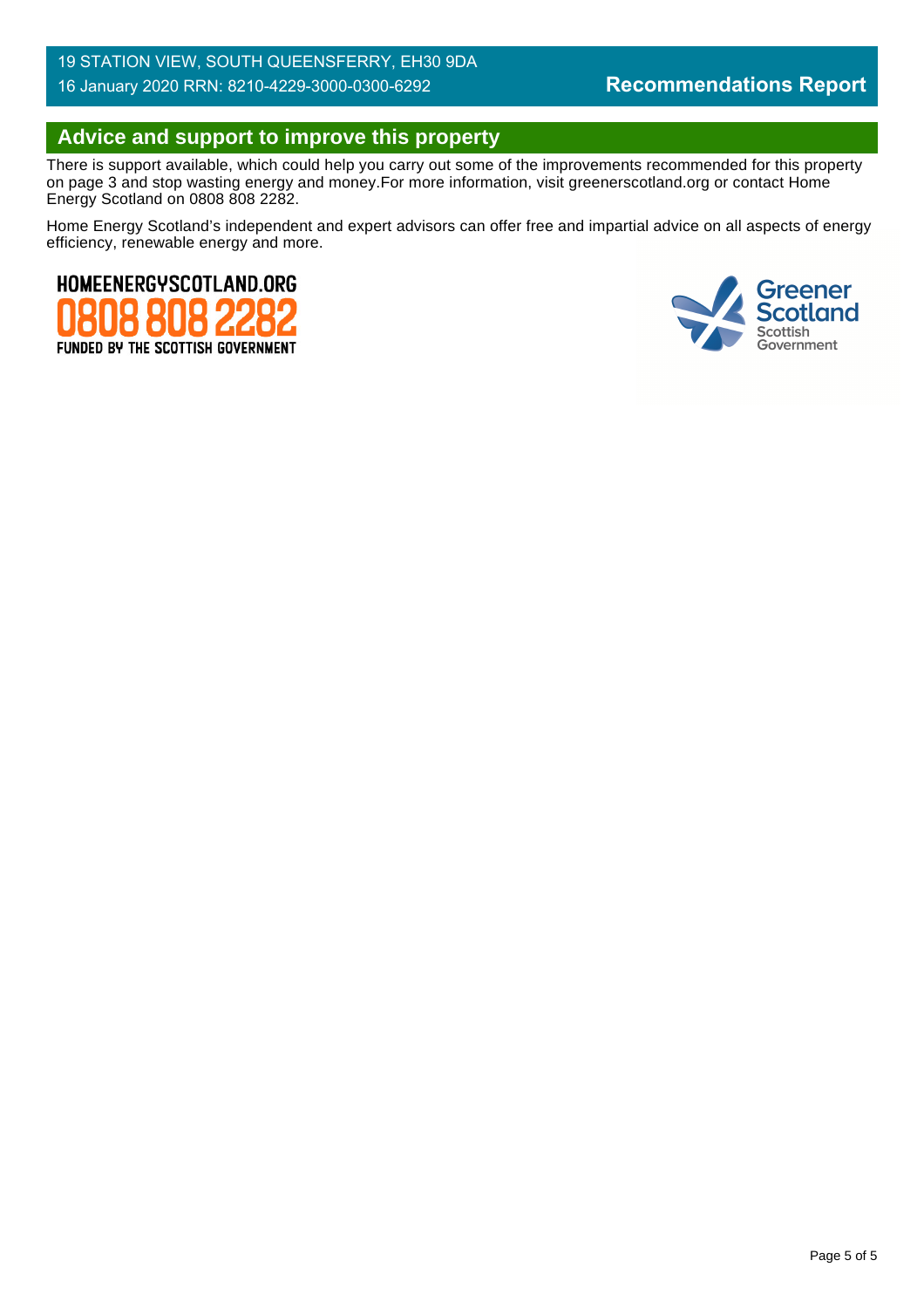## Advice and support to improve this property

There is support available, which could help you carry out some of the improvements recommended for this property on page 3 and stop wasting energy and money.For more information, visit greenerscotland.org or contact Home Energy Scotland on 0808 808 2282.

Home Energy Scotland's independent and expert advisors can offer free and impartial advice on all aspects of energy efficiency, renewable energy and more.

HOMEENERGYSCOTLAND.ORG
0808 808 2282
FUNDED BY THE SCOTTISH GOVERNMENT

Greener Scotland
Scottish Government